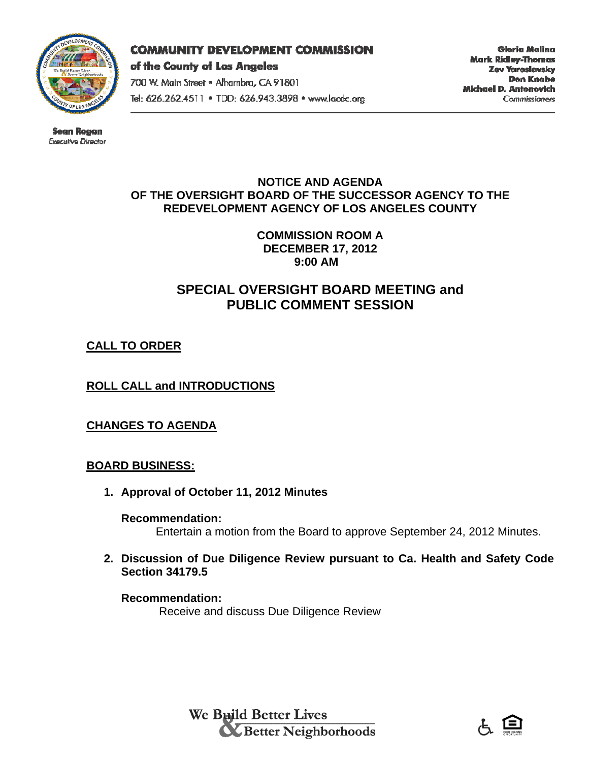**COMMUNITY DEVELOPMENT COMMISSION**
**of the County of Los Angeles**
700 W. Main Street • Alhambra, CA 91801
Tel: 626.262.4511 • TDD: 626.943.3898 • www.lacdc.org

**Gloria Molina**
**Mark Ridley-Thomas**
**Zev Yaroslavsky**
**Don Knabe**
**Michael D. Antonovich**
*Commissioners*

**Sean Rogan**
*Executive Director*

**NOTICE AND AGENDA**
**OF THE OVERSIGHT BOARD OF THE SUCCESSOR AGENCY TO THE REDEVELOPMENT AGENCY OF LOS ANGELES COUNTY**

**COMMISSION ROOM A**
**DECEMBER 17, 2012**
**9:00 AM**

## SPECIAL OVERSIGHT BOARD MEETING and PUBLIC COMMENT SESSION

**CALL TO ORDER**

**ROLL CALL and INTRODUCTIONS**

**CHANGES TO AGENDA**

**BOARD BUSINESS:**

1. **Approval of October 11, 2012 Minutes**

   **Recommendation:**
   Entertain a motion from the Board to approve September 24, 2012 Minutes.

2. **Discussion of Due Diligence Review pursuant to Ca. Health and Safety Code Section 34179.5**

   **Recommendation:**
   Receive and discuss Due Diligence Review

We Build Better Lives & Better Neighborhoods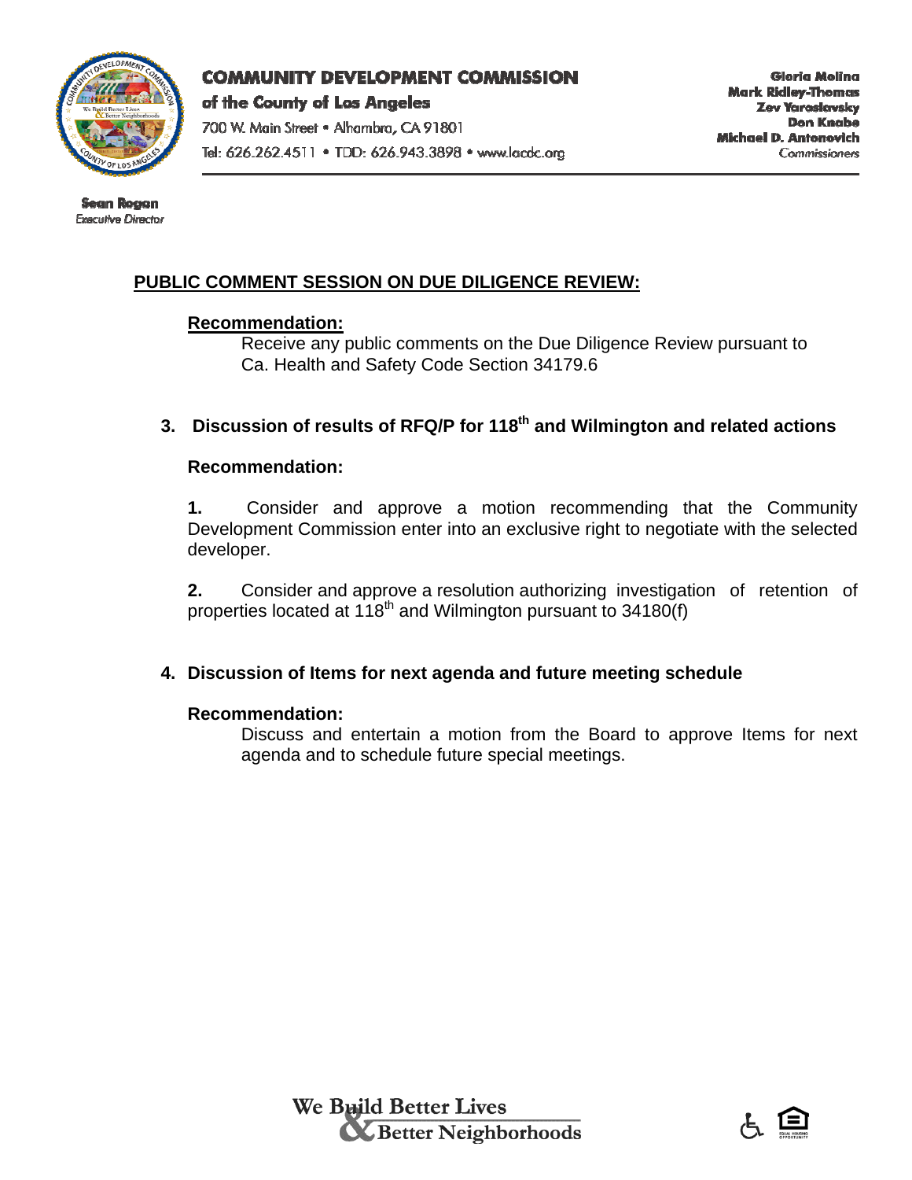**COMMUNITY DEVELOPMENT COMMISSION**
**of the County of Los Angeles**
700 W. Main Street • Alhambra, CA 91801
Tel: 626.262.4511 • TDD: 626.943.3898 • www.lacdc.org

**Gloria Molina**
**Mark Ridley-Thomas**
**Zev Yaroslavsky**
**Don Knabe**
**Michael D. Antonovich**
*Commissioners*

**Sean Rogan**
*Executive Director*

## PUBLIC COMMENT SESSION ON DUE DILIGENCE REVIEW:

**Recommendation:**

Receive any public comments on the Due Diligence Review pursuant to Ca. Health and Safety Code Section 34179.6

### 3. Discussion of results of RFQ/P for 118th and Wilmington and related actions

**Recommendation:**

**1.** Consider and approve a motion recommending that the Community Development Commission enter into an exclusive right to negotiate with the selected developer.

**2.** Consider and approve a resolution authorizing investigation of retention of properties located at 118th and Wilmington pursuant to 34180(f)

### 4. Discussion of Items for next agenda and future meeting schedule

**Recommendation:**

Discuss and entertain a motion from the Board to approve Items for next agenda and to schedule future special meetings.

We Build Better Lives & Better Neighborhoods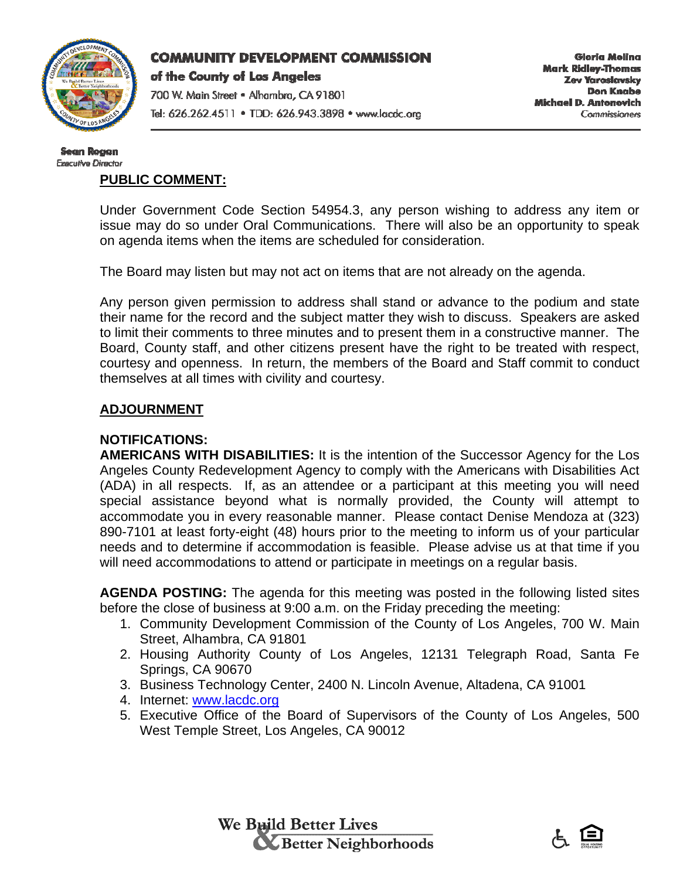**COMMUNITY DEVELOPMENT COMMISSION**
**of the County of Los Angeles**
700 W. Main Street • Alhambra, CA 91801
Tel: 626.262.4511 • TDD: 626.943.3898 • www.lacdc.org

**Gloria Molina**
**Mark Ridley-Thomas**
**Zev Yaroslavsky**
**Don Knabe**
**Michael D. Antonovich**
*Commissioners*

**Sean Rogan**
*Executive Director*

## PUBLIC COMMENT:

Under Government Code Section 54954.3, any person wishing to address any item or issue may do so under Oral Communications. There will also be an opportunity to speak on agenda items when the items are scheduled for consideration.

The Board may listen but may not act on items that are not already on the agenda.

Any person given permission to address shall stand or advance to the podium and state their name for the record and the subject matter they wish to discuss. Speakers are asked to limit their comments to three minutes and to present them in a constructive manner. The Board, County staff, and other citizens present have the right to be treated with respect, courtesy and openness. In return, the members of the Board and Staff commit to conduct themselves at all times with civility and courtesy.

## ADJOURNMENT

## NOTIFICATIONS:

**AMERICANS WITH DISABILITIES:** It is the intention of the Successor Agency for the Los Angeles County Redevelopment Agency to comply with the Americans with Disabilities Act (ADA) in all respects. If, as an attendee or a participant at this meeting you will need special assistance beyond what is normally provided, the County will attempt to accommodate you in every reasonable manner. Please contact Denise Mendoza at (323) 890-7101 at least forty-eight (48) hours prior to the meeting to inform us of your particular needs and to determine if accommodation is feasible. Please advise us at that time if you will need accommodations to attend or participate in meetings on a regular basis.

**AGENDA POSTING:** The agenda for this meeting was posted in the following listed sites before the close of business at 9:00 a.m. on the Friday preceding the meeting:

1. Community Development Commission of the County of Los Angeles, 700 W. Main Street, Alhambra, CA 91801
2. Housing Authority County of Los Angeles, 12131 Telegraph Road, Santa Fe Springs, CA 90670
3. Business Technology Center, 2400 N. Lincoln Avenue, Altadena, CA 91001
4. Internet: www.lacdc.org
5. Executive Office of the Board of Supervisors of the County of Los Angeles, 500 West Temple Street, Los Angeles, CA 90012

We Build Better Lives & Better Neighborhoods